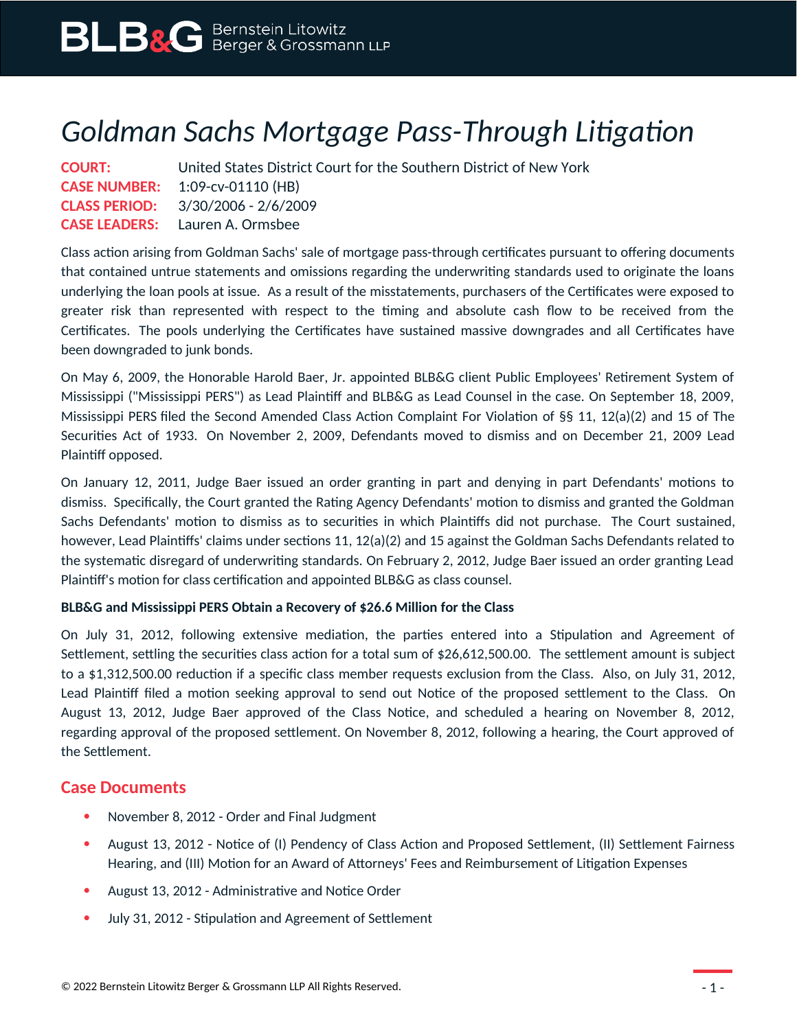# *Goldman Sachs Mortgage Pass-Through Litigation*

**COURT:** United States District Court for the Southern District of New York
**CASE NUMBER:** 1:09-cv-01110 (HB)
**CLASS PERIOD:** 3/30/2006 - 2/6/2009
**CASE LEADERS:** Lauren A. Ormsbee

Class action arising from Goldman Sachs' sale of mortgage pass-through certificates pursuant to offering documents that contained untrue statements and omissions regarding the underwriting standards used to originate the loans underlying the loan pools at issue. As a result of the misstatements, purchasers of the Certificates were exposed to greater risk than represented with respect to the timing and absolute cash flow to be received from the Certificates. The pools underlying the Certificates have sustained massive downgrades and all Certificates have been downgraded to junk bonds.

On May 6, 2009, the Honorable Harold Baer, Jr. appointed BLB&G client Public Employees' Retirement System of Mississippi ("Mississippi PERS") as Lead Plaintiff and BLB&G as Lead Counsel in the case. On September 18, 2009, Mississippi PERS filed the Second Amended Class Action Complaint For Violation of §§ 11, 12(a)(2) and 15 of The Securities Act of 1933. On November 2, 2009, Defendants moved to dismiss and on December 21, 2009 Lead Plaintiff opposed.

On January 12, 2011, Judge Baer issued an order granting in part and denying in part Defendants' motions to dismiss. Specifically, the Court granted the Rating Agency Defendants' motion to dismiss and granted the Goldman Sachs Defendants' motion to dismiss as to securities in which Plaintiffs did not purchase. The Court sustained, however, Lead Plaintiffs' claims under sections 11, 12(a)(2) and 15 against the Goldman Sachs Defendants related to the systematic disregard of underwriting standards. On February 2, 2012, Judge Baer issued an order granting Lead Plaintiff's motion for class certification and appointed BLB&G as class counsel.

**BLB&G and Mississippi PERS Obtain a Recovery of $26.6 Million for the Class**

On July 31, 2012, following extensive mediation, the parties entered into a Stipulation and Agreement of Settlement, settling the securities class action for a total sum of $26,612,500.00. The settlement amount is subject to a $1,312,500.00 reduction if a specific class member requests exclusion from the Class. Also, on July 31, 2012, Lead Plaintiff filed a motion seeking approval to send out Notice of the proposed settlement to the Class. On August 13, 2012, Judge Baer approved of the Class Notice, and scheduled a hearing on November 8, 2012, regarding approval of the proposed settlement. On November 8, 2012, following a hearing, the Court approved of the Settlement.

## Case Documents

- November 8, 2012 - Order and Final Judgment
- August 13, 2012 - Notice of (I) Pendency of Class Action and Proposed Settlement, (II) Settlement Fairness Hearing, and (III) Motion for an Award of Attorneys' Fees and Reimbursement of Litigation Expenses
- August 13, 2012 - Administrative and Notice Order
- July 31, 2012 - Stipulation and Agreement of Settlement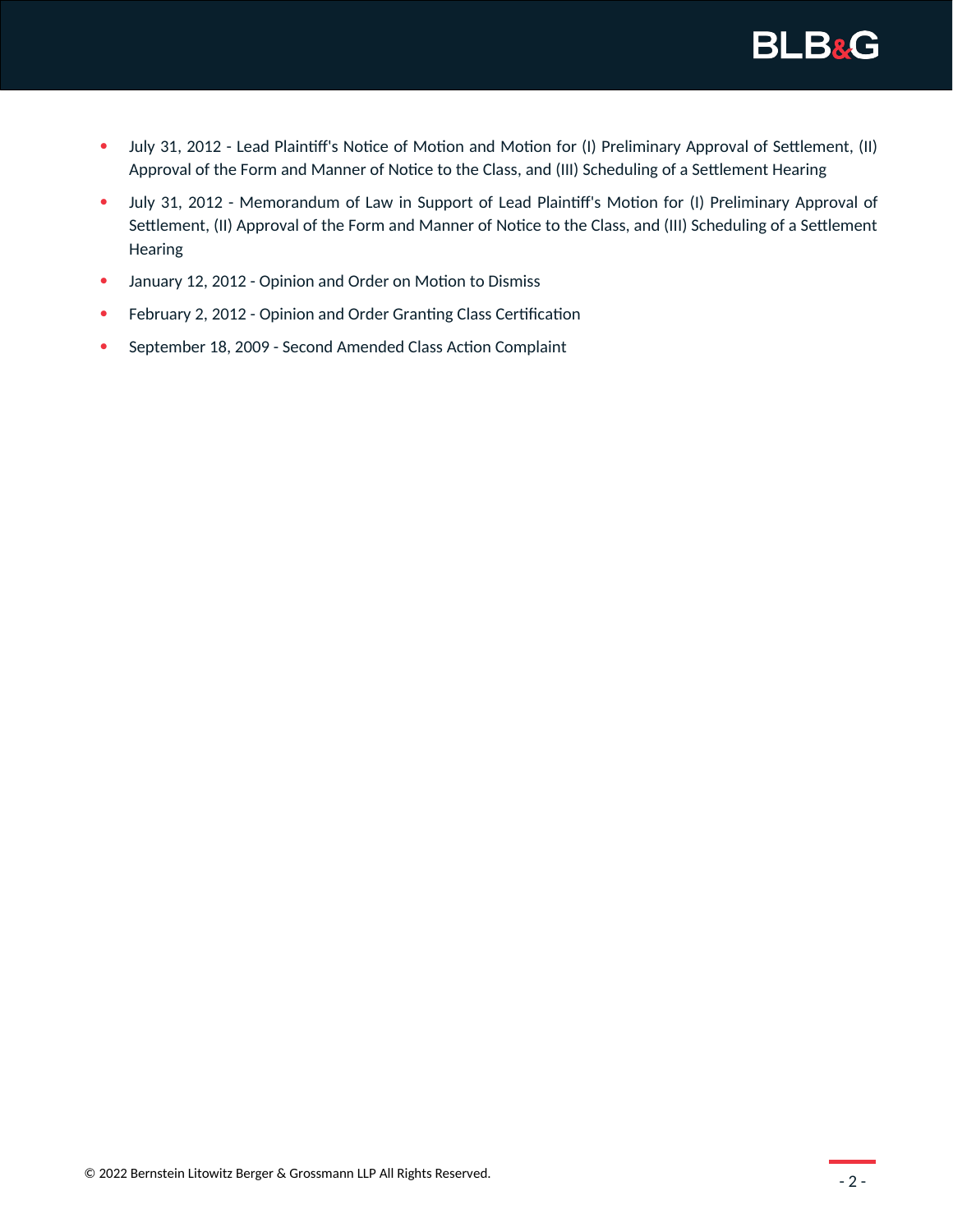- July 31, 2012 - Lead Plaintiff's Notice of Motion and Motion for (I) Preliminary Approval of Settlement, (II) Approval of the Form and Manner of Notice to the Class, and (III) Scheduling of a Settlement Hearing
- July 31, 2012 - Memorandum of Law in Support of Lead Plaintiff's Motion for (I) Preliminary Approval of Settlement, (II) Approval of the Form and Manner of Notice to the Class, and (III) Scheduling of a Settlement Hearing
- January 12, 2012 - Opinion and Order on Motion to Dismiss
- February 2, 2012 - Opinion and Order Granting Class Certification
- September 18, 2009 - Second Amended Class Action Complaint